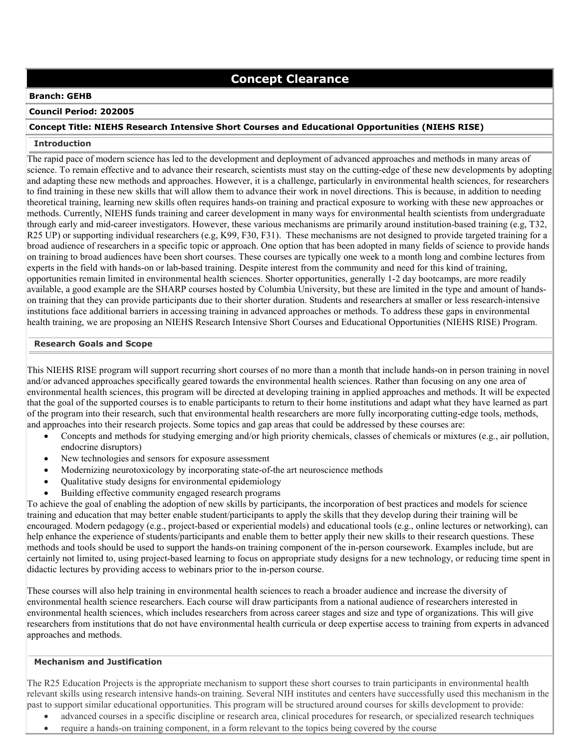# Concept Clearance

**Branch: GEHB**

**Council Period: 202005**

**Concept Title: NIEHS Research Intensive Short Courses and Educational Opportunities (NIEHS RISE)**

## Introduction

The rapid pace of modern science has led to the development and deployment of advanced approaches and methods in many areas of science. To remain effective and to advance their research, scientists must stay on the cutting-edge of these new developments by adopting and adapting these new methods and approaches. However, it is a challenge, particularly in environmental health sciences, for researchers to find training in these new skills that will allow them to advance their work in novel directions. This is because, in addition to needing theoretical training, learning new skills often requires hands-on training and practical exposure to working with these new approaches or methods. Currently, NIEHS funds training and career development in many ways for environmental health scientists from undergraduate through early and mid-career investigators. However, these various mechanisms are primarily around institution-based training (e.g, T32, R25 UP) or supporting individual researchers (e.g, K99, F30, F31). These mechanisms are not designed to provide targeted training for a broad audience of researchers in a specific topic or approach. One option that has been adopted in many fields of science to provide hands on training to broad audiences have been short courses. These courses are typically one week to a month long and combine lectures from experts in the field with hands-on or lab-based training. Despite interest from the community and need for this kind of training, opportunities remain limited in environmental health sciences. Shorter opportunities, generally 1-2 day bootcamps, are more readily available, a good example are the SHARP courses hosted by Columbia University, but these are limited in the type and amount of hands-on training that they can provide participants due to their shorter duration. Students and researchers at smaller or less research-intensive institutions face additional barriers in accessing training in advanced approaches or methods. To address these gaps in environmental health training, we are proposing an NIEHS Research Intensive Short Courses and Educational Opportunities (NIEHS RISE) Program.

## Research Goals and Scope

This NIEHS RISE program will support recurring short courses of no more than a month that include hands-on in person training in novel and/or advanced approaches specifically geared towards the environmental health sciences. Rather than focusing on any one area of environmental health sciences, this program will be directed at developing training in applied approaches and methods. It will be expected that the goal of the supported courses is to enable participants to return to their home institutions and adapt what they have learned as part of the program into their research, such that environmental health researchers are more fully incorporating cutting-edge tools, methods, and approaches into their research projects. Some topics and gap areas that could be addressed by these courses are:

- Concepts and methods for studying emerging and/or high priority chemicals, classes of chemicals or mixtures (e.g., air pollution, endocrine disruptors)
- New technologies and sensors for exposure assessment
- Modernizing neurotoxicology by incorporating state-of-the art neuroscience methods
- Qualitative study designs for environmental epidemiology
- Building effective community engaged research programs

To achieve the goal of enabling the adoption of new skills by participants, the incorporation of best practices and models for science training and education that may better enable student/participants to apply the skills that they develop during their training will be encouraged. Modern pedagogy (e.g., project-based or experiential models) and educational tools (e.g., online lectures or networking), can help enhance the experience of students/participants and enable them to better apply their new skills to their research questions. These methods and tools should be used to support the hands-on training component of the in-person coursework. Examples include, but are certainly not limited to, using project-based learning to focus on appropriate study designs for a new technology, or reducing time spent in didactic lectures by providing access to webinars prior to the in-person course.

These courses will also help training in environmental health sciences to reach a broader audience and increase the diversity of environmental health science researchers. Each course will draw participants from a national audience of researchers interested in environmental health sciences, which includes researchers from across career stages and size and type of organizations. This will give researchers from institutions that do not have environmental health curricula or deep expertise access to training from experts in advanced approaches and methods.

## Mechanism and Justification

The R25 Education Projects is the appropriate mechanism to support these short courses to train participants in environmental health relevant skills using research intensive hands-on training. Several NIH institutes and centers have successfully used this mechanism in the past to support similar educational opportunities. This program will be structured around courses for skills development to provide:

- advanced courses in a specific discipline or research area, clinical procedures for research, or specialized research techniques
- require a hands-on training component, in a form relevant to the topics being covered by the course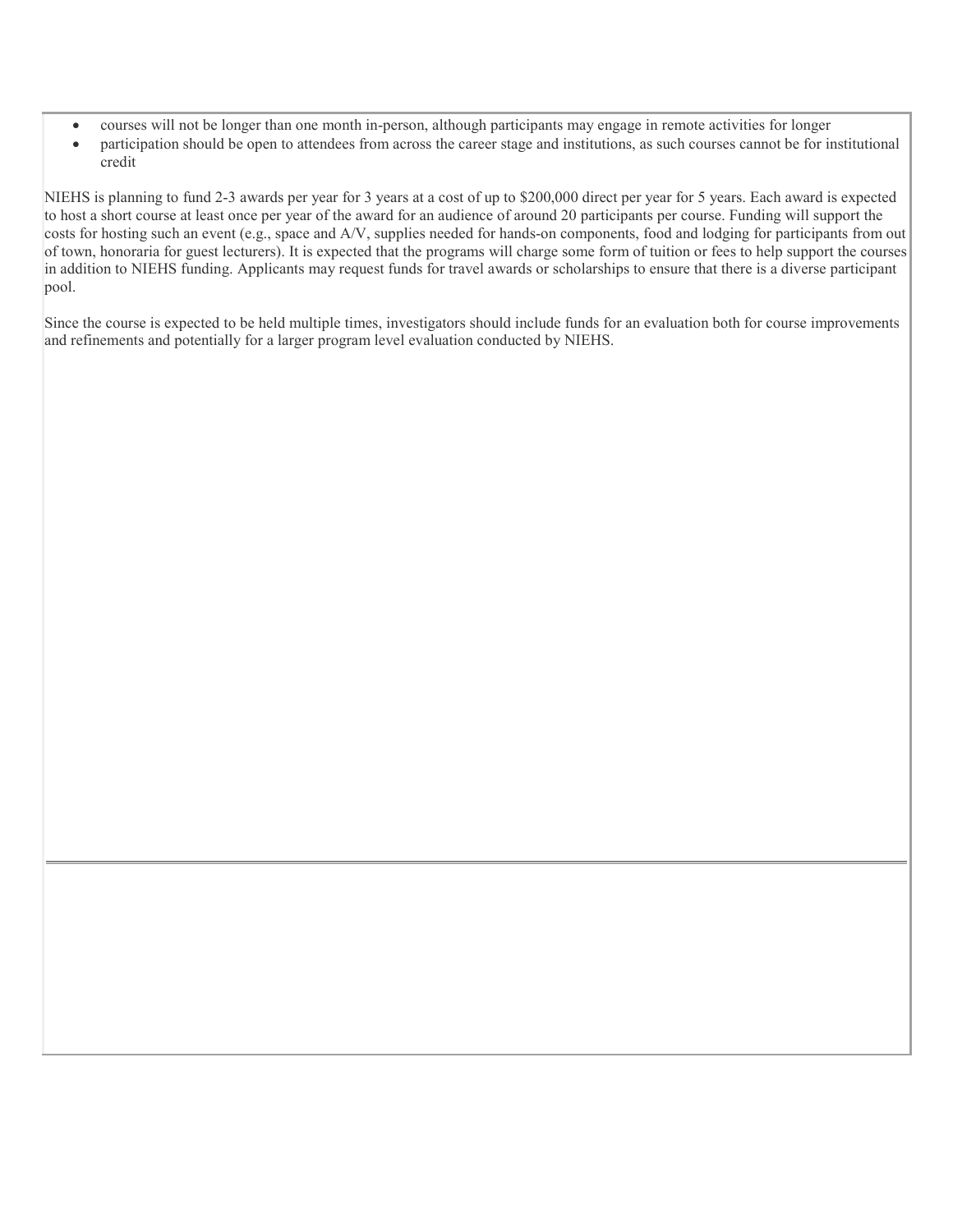- courses will not be longer than one month in-person, although participants may engage in remote activities for longer
- participation should be open to attendees from across the career stage and institutions, as such courses cannot be for institutional credit

NIEHS is planning to fund 2-3 awards per year for 3 years at a cost of up to $200,000 direct per year for 5 years. Each award is expected to host a short course at least once per year of the award for an audience of around 20 participants per course. Funding will support the costs for hosting such an event (e.g., space and A/V, supplies needed for hands-on components, food and lodging for participants from out of town, honoraria for guest lecturers). It is expected that the programs will charge some form of tuition or fees to help support the courses in addition to NIEHS funding. Applicants may request funds for travel awards or scholarships to ensure that there is a diverse participant pool.

Since the course is expected to be held multiple times, investigators should include funds for an evaluation both for course improvements and refinements and potentially for a larger program level evaluation conducted by NIEHS.